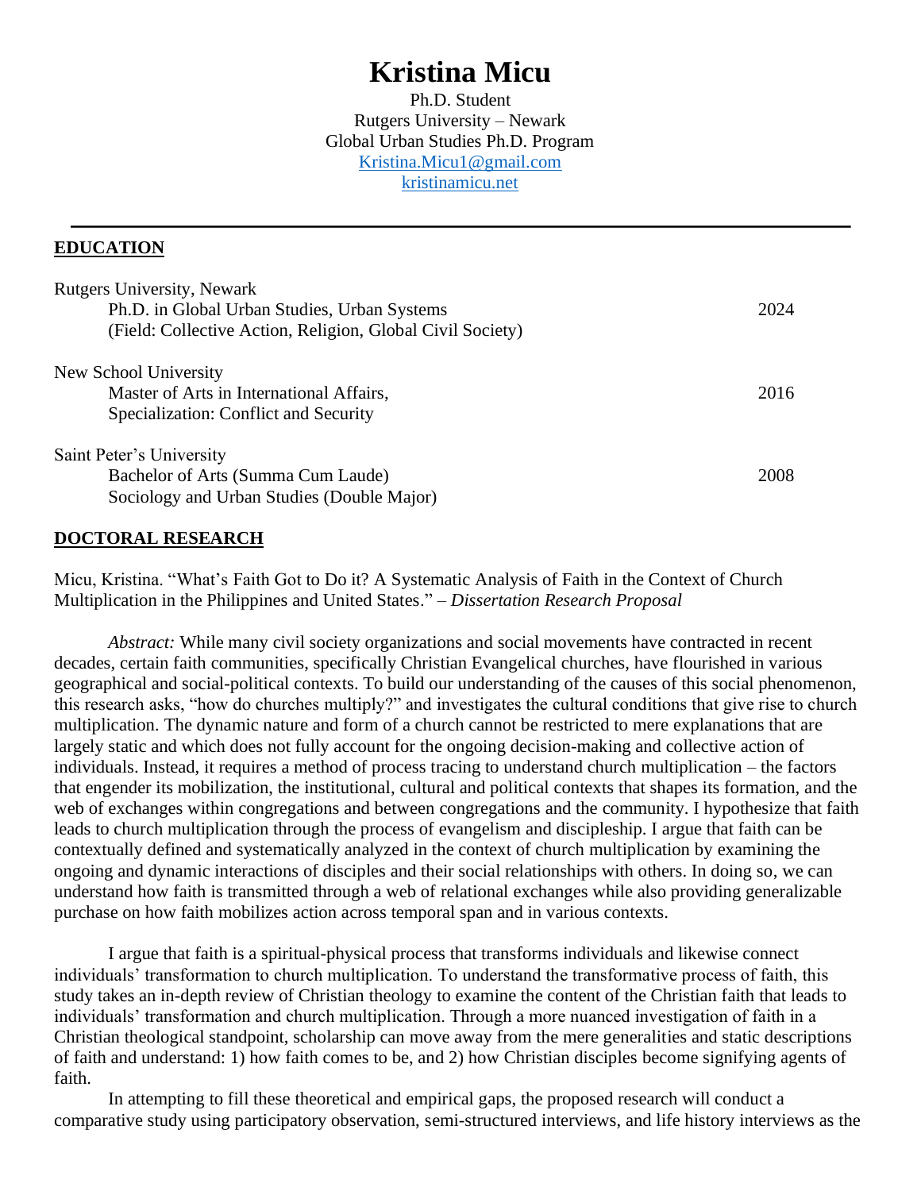# Kristina Micu

Ph.D. Student
Rutgers University – Newark
Global Urban Studies Ph.D. Program
[Kristina.Micu1@gmail.com](mailto:Kristina.Micu1@gmail.com)
[kristinamicu.net](kristinamicu.net)

---

## EDUCATION

Rutgers University, Newark
Ph.D. in Global Urban Studies, Urban Systems — 2024
(Field: Collective Action, Religion, Global Civil Society)

New School University
Master of Arts in International Affairs, — 2016
Specialization: Conflict and Security

Saint Peter's University
Bachelor of Arts (Summa Cum Laude) — 2008
Sociology and Urban Studies (Double Major)

## DOCTORAL RESEARCH

Micu, Kristina. "What's Faith Got to Do it? A Systematic Analysis of Faith in the Context of Church Multiplication in the Philippines and United States." – *Dissertation Research Proposal*

*Abstract:* While many civil society organizations and social movements have contracted in recent decades, certain faith communities, specifically Christian Evangelical churches, have flourished in various geographical and social-political contexts. To build our understanding of the causes of this social phenomenon, this research asks, "how do churches multiply?" and investigates the cultural conditions that give rise to church multiplication. The dynamic nature and form of a church cannot be restricted to mere explanations that are largely static and which does not fully account for the ongoing decision-making and collective action of individuals. Instead, it requires a method of process tracing to understand church multiplication – the factors that engender its mobilization, the institutional, cultural and political contexts that shapes its formation, and the web of exchanges within congregations and between congregations and the community. I hypothesize that faith leads to church multiplication through the process of evangelism and discipleship. I argue that faith can be contextually defined and systematically analyzed in the context of church multiplication by examining the ongoing and dynamic interactions of disciples and their social relationships with others. In doing so, we can understand how faith is transmitted through a web of relational exchanges while also providing generalizable purchase on how faith mobilizes action across temporal span and in various contexts.

I argue that faith is a spiritual-physical process that transforms individuals and likewise connect individuals' transformation to church multiplication. To understand the transformative process of faith, this study takes an in-depth review of Christian theology to examine the content of the Christian faith that leads to individuals' transformation and church multiplication. Through a more nuanced investigation of faith in a Christian theological standpoint, scholarship can move away from the mere generalities and static descriptions of faith and understand: 1) how faith comes to be, and 2) how Christian disciples become signifying agents of faith.

In attempting to fill these theoretical and empirical gaps, the proposed research will conduct a comparative study using participatory observation, semi-structured interviews, and life history interviews as the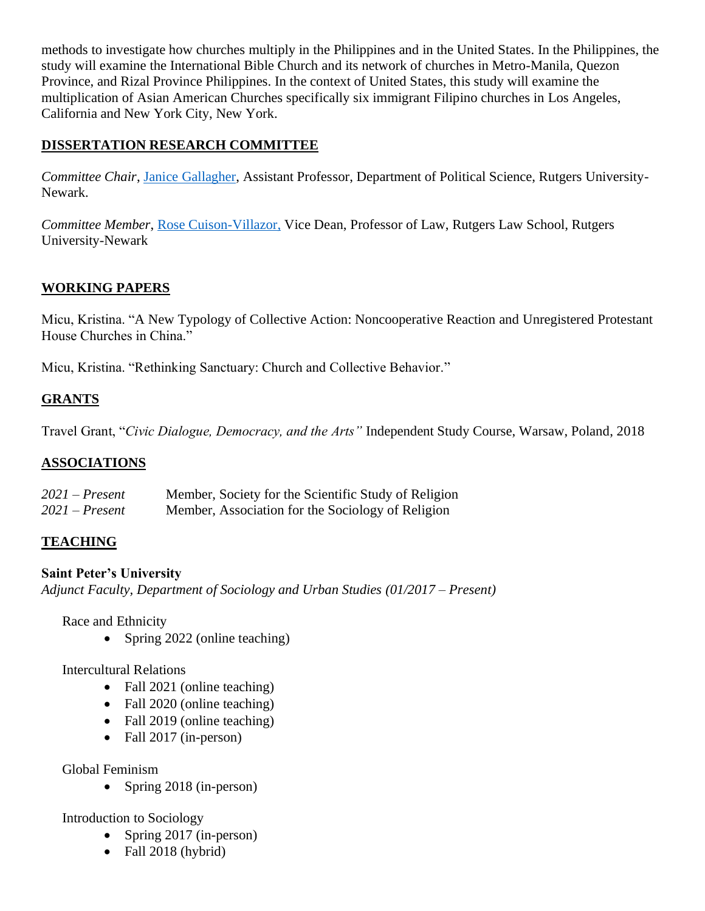methods to investigate how churches multiply in the Philippines and in the United States. In the Philippines, the study will examine the International Bible Church and its network of churches in Metro-Manila, Quezon Province, and Rizal Province Philippines. In the context of United States, this study will examine the multiplication of Asian American Churches specifically six immigrant Filipino churches in Los Angeles, California and New York City, New York.

## DISSERTATION RESEARCH COMMITTEE

*Committee Chair*, Janice Gallagher, Assistant Professor, Department of Political Science, Rutgers University-Newark.

*Committee Member*, Rose Cuison-Villazor, Vice Dean, Professor of Law, Rutgers Law School, Rutgers University-Newark

## WORKING PAPERS

Micu, Kristina. "A New Typology of Collective Action: Noncooperative Reaction and Unregistered Protestant House Churches in China."

Micu, Kristina. "Rethinking Sanctuary: Church and Collective Behavior."

## GRANTS

Travel Grant, "*Civic Dialogue, Democracy, and the Arts"* Independent Study Course, Warsaw, Poland, 2018

## ASSOCIATIONS

*2021 – Present* Member, Society for the Scientific Study of Religion
*2021 – Present* Member, Association for the Sociology of Religion

## TEACHING

**Saint Peter's University**
*Adjunct Faculty, Department of Sociology and Urban Studies (01/2017 – Present)*

Race and Ethnicity
- Spring 2022 (online teaching)

Intercultural Relations
- Fall 2021 (online teaching)
- Fall 2020 (online teaching)
- Fall 2019 (online teaching)
- Fall 2017 (in-person)

Global Feminism
- Spring 2018 (in-person)

Introduction to Sociology
- Spring 2017 (in-person)
- Fall 2018 (hybrid)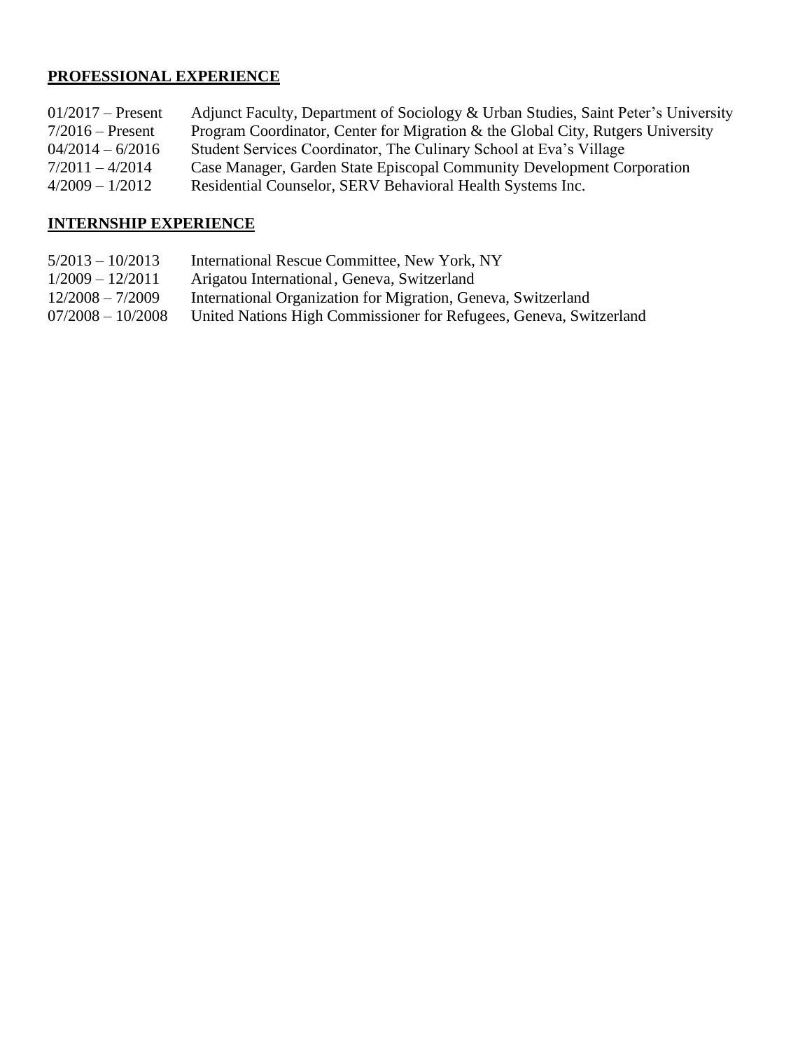## PROFESSIONAL EXPERIENCE

| | |
|---|---|
| 01/2017 – Present | Adjunct Faculty, Department of Sociology & Urban Studies, Saint Peter's University |
| 7/2016 – Present | Program Coordinator, Center for Migration & the Global City, Rutgers University |
| 04/2014 – 6/2016 | Student Services Coordinator, The Culinary School at Eva's Village |
| 7/2011 – 4/2014 | Case Manager, Garden State Episcopal Community Development Corporation |
| 4/2009 – 1/2012 | Residential Counselor, SERV Behavioral Health Systems Inc. |

## INTERNSHIP EXPERIENCE

| | |
|---|---|
| 5/2013 – 10/2013 | International Rescue Committee, New York, NY |
| 1/2009 – 12/2011 | Arigatou International, Geneva, Switzerland |
| 12/2008 – 7/2009 | International Organization for Migration, Geneva, Switzerland |
| 07/2008 – 10/2008 | United Nations High Commissioner for Refugees, Geneva, Switzerland |